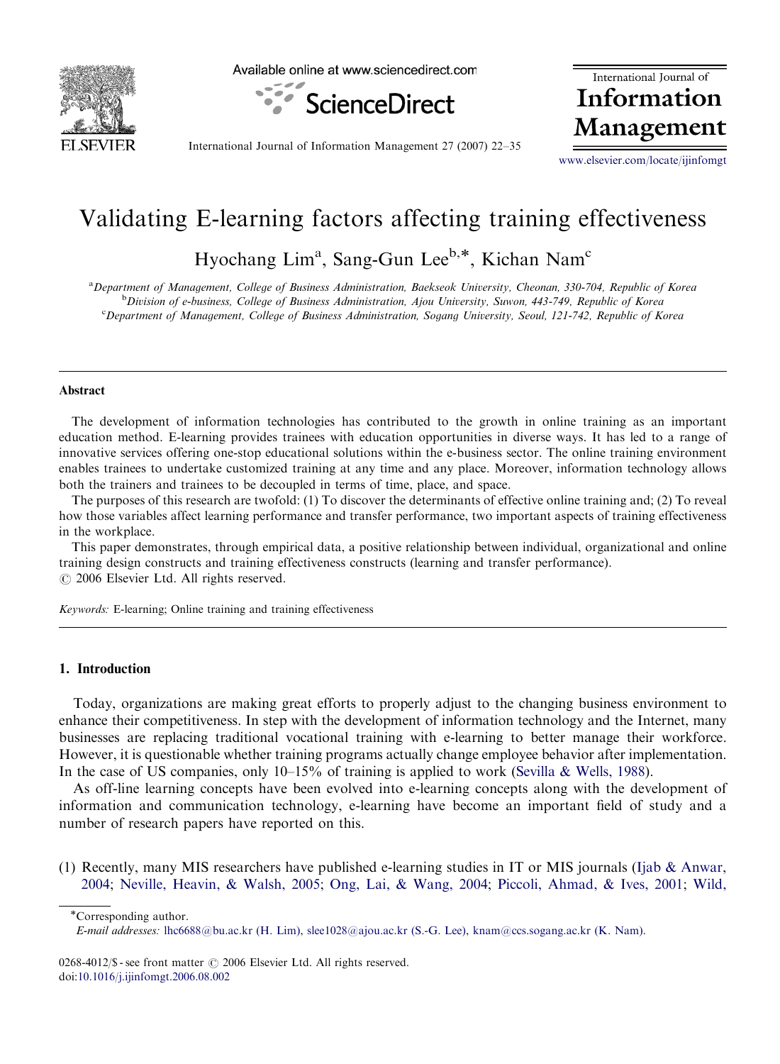# Validating E-learning factors affecting training effectiveness

Hyochang Lim[a], Sang-Gun Lee[b,*], Kichan Nam[c]

[a]*Department of Management, College of Business Administration, Baekseok University, Cheonan, 330-704, Republic of Korea*
[b]*Division of e-business, College of Business Administration, Ajou University, Suwon, 443-749, Republic of Korea*
[c]*Department of Management, College of Business Administration, Sogang University, Seoul, 121-742, Republic of Korea*

---

## Abstract

The development of information technologies has contributed to the growth in online training as an important education method. E-learning provides trainees with education opportunities in diverse ways. It has led to a range of innovative services offering one-stop educational solutions within the e-business sector. The online training environment enables trainees to undertake customized training at any time and any place. Moreover, information technology allows both the trainers and trainees to be decoupled in terms of time, place, and space.

The purposes of this research are twofold: (1) To discover the determinants of effective online training and; (2) To reveal how those variables affect learning performance and transfer performance, two important aspects of training effectiveness in the workplace.

This paper demonstrates, through empirical data, a positive relationship between individual, organizational and online training design constructs and training effectiveness constructs (learning and transfer performance).

© 2006 Elsevier Ltd. All rights reserved.

*Keywords:* E-learning; Online training and training effectiveness

---

## 1. Introduction

Today, organizations are making great efforts to properly adjust to the changing business environment to enhance their competitiveness. In step with the development of information technology and the Internet, many businesses are replacing traditional vocational training with e-learning to better manage their workforce. However, it is questionable whether training programs actually change employee behavior after implementation. In the case of US companies, only 10–15% of training is applied to work (Sevilla & Wells, 1988).

As off-line learning concepts have been evolved into e-learning concepts along with the development of information and communication technology, e-learning have become an important field of study and a number of research papers have reported on this.

(1) Recently, many MIS researchers have published e-learning studies in IT or MIS journals (Ijab & Anwar, 2004; Neville, Heavin, & Walsh, 2005; Ong, Lai, & Wang, 2004; Piccoli, Ahmad, & Ives, 2001; Wild,

---

*Corresponding author.
*E-mail addresses:* lhc6688@bu.ac.kr (H. Lim), slee1028@ajou.ac.kr (S.-G. Lee), knam@ccs.sogang.ac.kr (K. Nam).

0268-4012/$ - see front matter © 2006 Elsevier Ltd. All rights reserved.
doi:10.1016/j.ijinfomgt.2006.08.002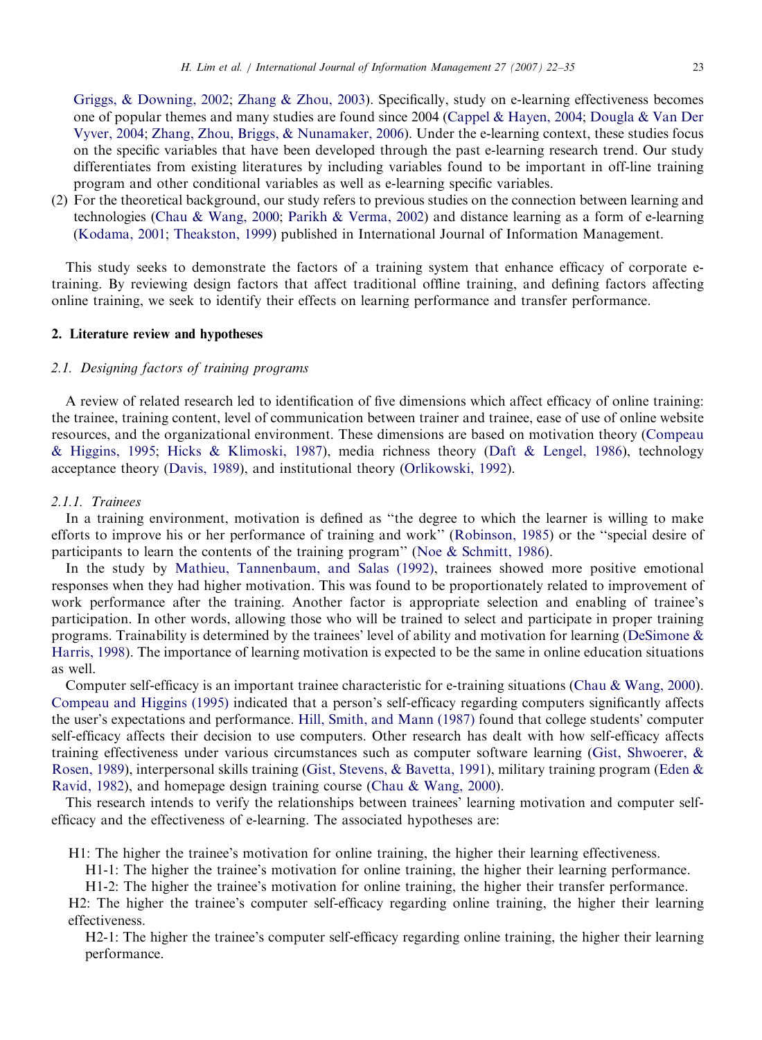Griggs, & Downing, 2002; Zhang & Zhou, 2003). Specifically, study on e-learning effectiveness becomes one of popular themes and many studies are found since 2004 (Cappel & Hayen, 2004; Dougla & Van Der Vyver, 2004; Zhang, Zhou, Briggs, & Nunamaker, 2006). Under the e-learning context, these studies focus on the specific variables that have been developed through the past e-learning research trend. Our study differentiates from existing literatures by including variables found to be important in off-line training program and other conditional variables as well as e-learning specific variables.

(2) For the theoretical background, our study refers to previous studies on the connection between learning and technologies (Chau & Wang, 2000; Parikh & Verma, 2002) and distance learning as a form of e-learning (Kodama, 2001; Theakston, 1999) published in International Journal of Information Management.

This study seeks to demonstrate the factors of a training system that enhance efficacy of corporate e-training. By reviewing design factors that affect traditional offline training, and defining factors affecting online training, we seek to identify their effects on learning performance and transfer performance.

## 2. Literature review and hypotheses

### 2.1. Designing factors of training programs

A review of related research led to identification of five dimensions which affect efficacy of online training: the trainee, training content, level of communication between trainer and trainee, ease of use of online website resources, and the organizational environment. These dimensions are based on motivation theory (Compeau & Higgins, 1995; Hicks & Klimoski, 1987), media richness theory (Daft & Lengel, 1986), technology acceptance theory (Davis, 1989), and institutional theory (Orlikowski, 1992).

#### 2.1.1. Trainees

In a training environment, motivation is defined as "the degree to which the learner is willing to make efforts to improve his or her performance of training and work" (Robinson, 1985) or the "special desire of participants to learn the contents of the training program" (Noe & Schmitt, 1986).

In the study by Mathieu, Tannenbaum, and Salas (1992), trainees showed more positive emotional responses when they had higher motivation. This was found to be proportionately related to improvement of work performance after the training. Another factor is appropriate selection and enabling of trainee's participation. In other words, allowing those who will be trained to select and participate in proper training programs. Trainability is determined by the trainees' level of ability and motivation for learning (DeSimone & Harris, 1998). The importance of learning motivation is expected to be the same in online education situations as well.

Computer self-efficacy is an important trainee characteristic for e-training situations (Chau & Wang, 2000). Compeau and Higgins (1995) indicated that a person's self-efficacy regarding computers significantly affects the user's expectations and performance. Hill, Smith, and Mann (1987) found that college students' computer self-efficacy affects their decision to use computers. Other research has dealt with how self-efficacy affects training effectiveness under various circumstances such as computer software learning (Gist, Shwoerer, & Rosen, 1989), interpersonal skills training (Gist, Stevens, & Bavetta, 1991), military training program (Eden & Ravid, 1982), and homepage design training course (Chau & Wang, 2000).

This research intends to verify the relationships between trainees' learning motivation and computer self-efficacy and the effectiveness of e-learning. The associated hypotheses are:

H1: The higher the trainee's motivation for online training, the higher their learning effectiveness.

- H1-1: The higher the trainee's motivation for online training, the higher their learning performance.
- H1-2: The higher the trainee's motivation for online training, the higher their transfer performance.

H2: The higher the trainee's computer self-efficacy regarding online training, the higher their learning effectiveness.

- H2-1: The higher the trainee's computer self-efficacy regarding online training, the higher their learning performance.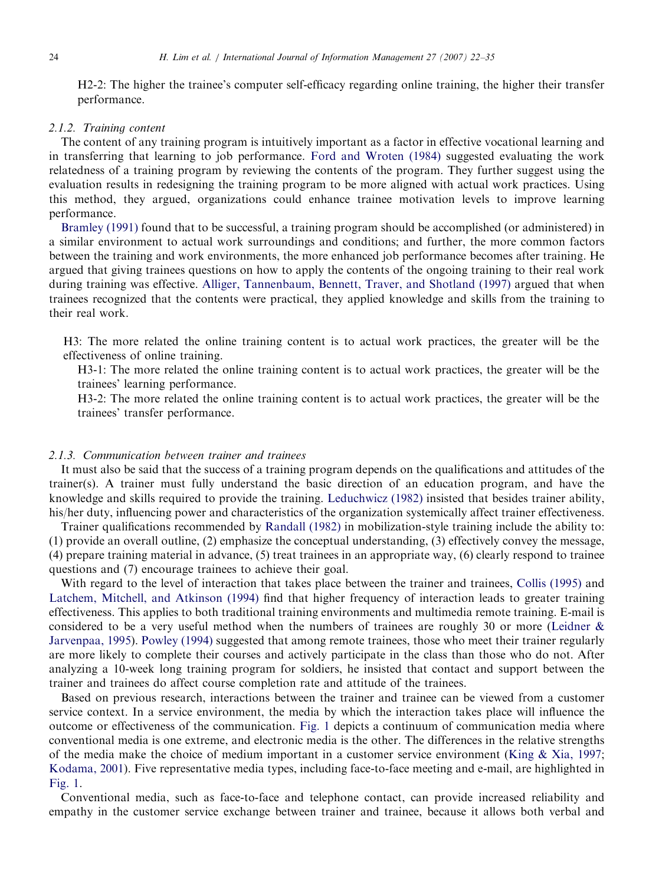H2-2: The higher the trainee's computer self-efficacy regarding online training, the higher their transfer performance.

#### 2.1.2. Training content

The content of any training program is intuitively important as a factor in effective vocational learning and in transferring that learning to job performance. Ford and Wroten (1984) suggested evaluating the work relatedness of a training program by reviewing the contents of the program. They further suggest using the evaluation results in redesigning the training program to be more aligned with actual work practices. Using this method, they argued, organizations could enhance trainee motivation levels to improve learning performance.

Bramley (1991) found that to be successful, a training program should be accomplished (or administered) in a similar environment to actual work surroundings and conditions; and further, the more common factors between the training and work environments, the more enhanced job performance becomes after training. He argued that giving trainees questions on how to apply the contents of the ongoing training to their real work during training was effective. Alliger, Tannenbaum, Bennett, Traver, and Shotland (1997) argued that when trainees recognized that the contents were practical, they applied knowledge and skills from the training to their real work.

H3: The more related the online training content is to actual work practices, the greater will be the effectiveness of online training.

H3-1: The more related the online training content is to actual work practices, the greater will be the trainees' learning performance.

H3-2: The more related the online training content is to actual work practices, the greater will be the trainees' transfer performance.

#### 2.1.3. Communication between trainer and trainees

It must also be said that the success of a training program depends on the qualifications and attitudes of the trainer(s). A trainer must fully understand the basic direction of an education program, and have the knowledge and skills required to provide the training. Leduchwicz (1982) insisted that besides trainer ability, his/her duty, influencing power and characteristics of the organization systemically affect trainer effectiveness.

Trainer qualifications recommended by Randall (1982) in mobilization-style training include the ability to: (1) provide an overall outline, (2) emphasize the conceptual understanding, (3) effectively convey the message, (4) prepare training material in advance, (5) treat trainees in an appropriate way, (6) clearly respond to trainee questions and (7) encourage trainees to achieve their goal.

With regard to the level of interaction that takes place between the trainer and trainees, Collis (1995) and Latchem, Mitchell, and Atkinson (1994) find that higher frequency of interaction leads to greater training effectiveness. This applies to both traditional training environments and multimedia remote training. E-mail is considered to be a very useful method when the numbers of trainees are roughly 30 or more (Leidner & Jarvenpaa, 1995). Powley (1994) suggested that among remote trainees, those who meet their trainer regularly are more likely to complete their courses and actively participate in the class than those who do not. After analyzing a 10-week long training program for soldiers, he insisted that contact and support between the trainer and trainees do affect course completion rate and attitude of the trainees.

Based on previous research, interactions between the trainer and trainee can be viewed from a customer service context. In a service environment, the media by which the interaction takes place will influence the outcome or effectiveness of the communication. Fig. 1 depicts a continuum of communication media where conventional media is one extreme, and electronic media is the other. The differences in the relative strengths of the media make the choice of medium important in a customer service environment (King & Xia, 1997; Kodama, 2001). Five representative media types, including face-to-face meeting and e-mail, are highlighted in Fig. 1.

Conventional media, such as face-to-face and telephone contact, can provide increased reliability and empathy in the customer service exchange between trainer and trainee, because it allows both verbal and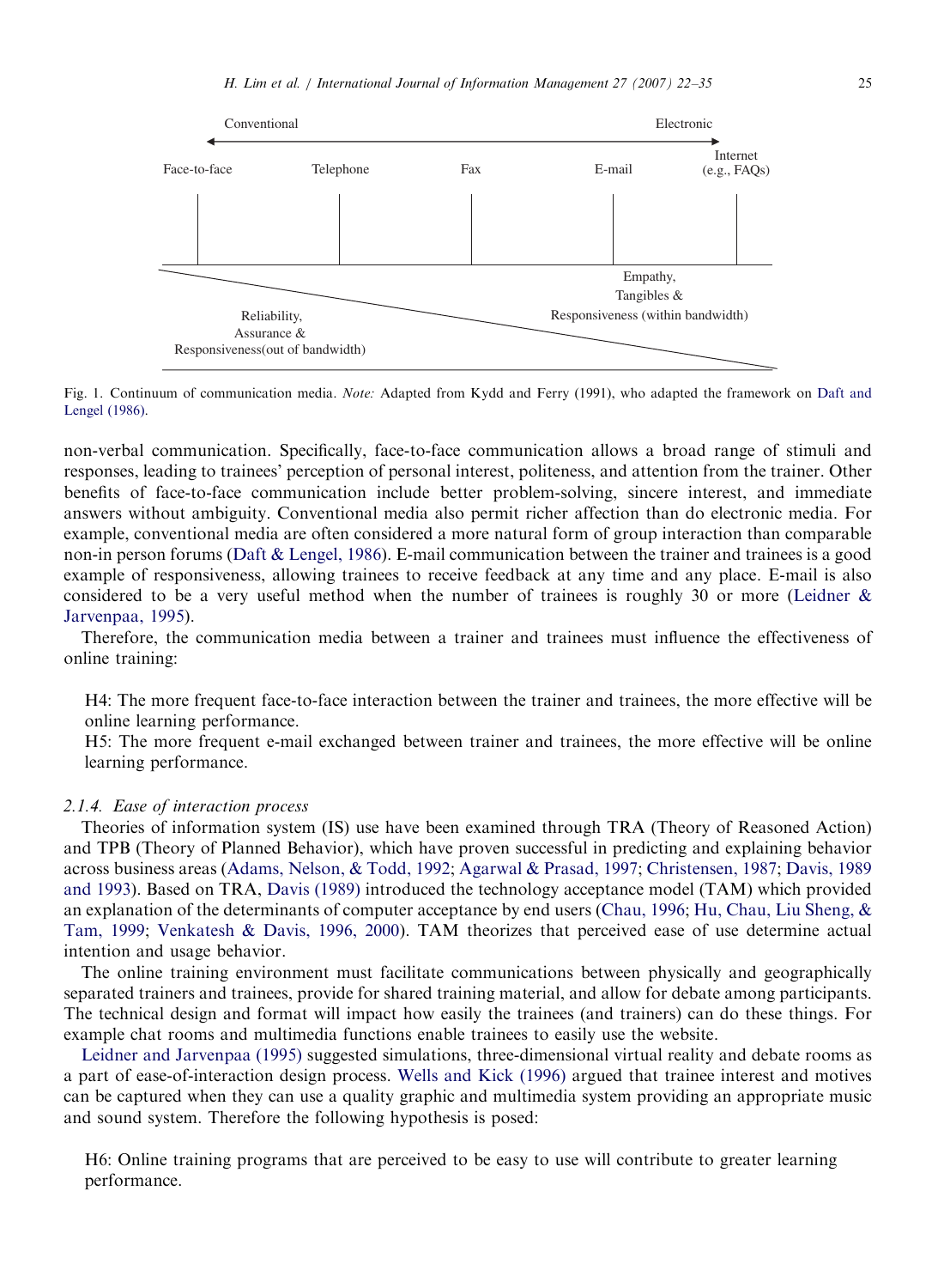Conventional ← → Electronic

Face-to-face | Telephone | Fax | E-mail | Internet (e.g., FAQs)

Reliability, Assurance & Responsiveness(out of bandwidth)

Empathy, Tangibles & Responsiveness (within bandwidth)

Fig. 1. Continuum of communication media. *Note:* Adapted from Kydd and Ferry (1991), who adapted the framework on Daft and Lengel (1986).

non-verbal communication. Specifically, face-to-face communication allows a broad range of stimuli and responses, leading to trainees' perception of personal interest, politeness, and attention from the trainer. Other benefits of face-to-face communication include better problem-solving, sincere interest, and immediate answers without ambiguity. Conventional media also permit richer affection than do electronic media. For example, conventional media are often considered a more natural form of group interaction than comparable non-in person forums (Daft & Lengel, 1986). E-mail communication between the trainer and trainees is a good example of responsiveness, allowing trainees to receive feedback at any time and any place. E-mail is also considered to be a very useful method when the number of trainees is roughly 30 or more (Leidner & Jarvenpaa, 1995).

Therefore, the communication media between a trainer and trainees must influence the effectiveness of online training:

H4: The more frequent face-to-face interaction between the trainer and trainees, the more effective will be online learning performance.

H5: The more frequent e-mail exchanged between trainer and trainees, the more effective will be online learning performance.

### 2.1.4. *Ease of interaction process*

Theories of information system (IS) use have been examined through TRA (Theory of Reasoned Action) and TPB (Theory of Planned Behavior), which have proven successful in predicting and explaining behavior across business areas (Adams, Nelson, & Todd, 1992; Agarwal & Prasad, 1997; Christensen, 1987; Davis, 1989 and 1993). Based on TRA, Davis (1989) introduced the technology acceptance model (TAM) which provided an explanation of the determinants of computer acceptance by end users (Chau, 1996; Hu, Chau, Liu Sheng, & Tam, 1999; Venkatesh & Davis, 1996, 2000). TAM theorizes that perceived ease of use determine actual intention and usage behavior.

The online training environment must facilitate communications between physically and geographically separated trainers and trainees, provide for shared training material, and allow for debate among participants. The technical design and format will impact how easily the trainees (and trainers) can do these things. For example chat rooms and multimedia functions enable trainees to easily use the website.

Leidner and Jarvenpaa (1995) suggested simulations, three-dimensional virtual reality and debate rooms as a part of ease-of-interaction design process. Wells and Kick (1996) argued that trainee interest and motives can be captured when they can use a quality graphic and multimedia system providing an appropriate music and sound system. Therefore the following hypothesis is posed:

H6: Online training programs that are perceived to be easy to use will contribute to greater learning performance.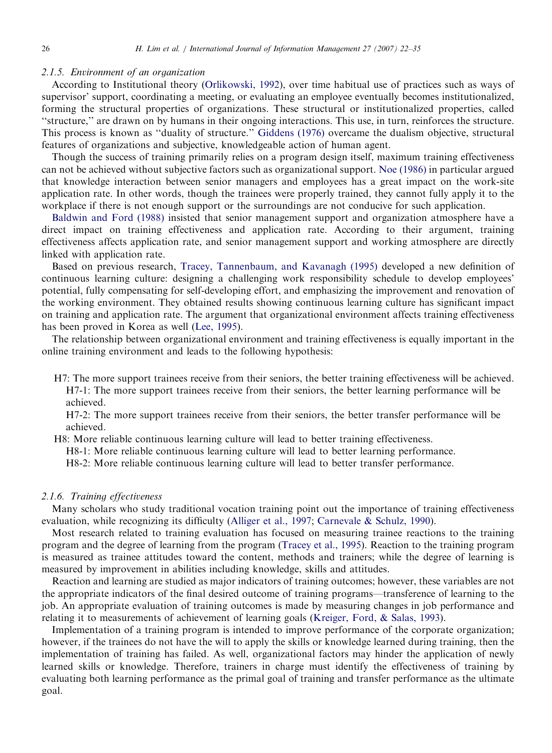### 2.1.5. Environment of an organization

According to Institutional theory (Orlikowski, 1992), over time habitual use of practices such as ways of supervisor' support, coordinating a meeting, or evaluating an employee eventually becomes institutionalized, forming the structural properties of organizations. These structural or institutionalized properties, called "structure," are drawn on by humans in their ongoing interactions. This use, in turn, reinforces the structure. This process is known as "duality of structure." Giddens (1976) overcame the dualism objective, structural features of organizations and subjective, knowledgeable action of human agent.

Though the success of training primarily relies on a program design itself, maximum training effectiveness can not be achieved without subjective factors such as organizational support. Noe (1986) in particular argued that knowledge interaction between senior managers and employees has a great impact on the work-site application rate. In other words, though the trainees were properly trained, they cannot fully apply it to the workplace if there is not enough support or the surroundings are not conducive for such application.

Baldwin and Ford (1988) insisted that senior management support and organization atmosphere have a direct impact on training effectiveness and application rate. According to their argument, training effectiveness affects application rate, and senior management support and working atmosphere are directly linked with application rate.

Based on previous research, Tracey, Tannenbaum, and Kavanagh (1995) developed a new definition of continuous learning culture: designing a challenging work responsibility schedule to develop employees' potential, fully compensating for self-developing effort, and emphasizing the improvement and renovation of the working environment. They obtained results showing continuous learning culture has significant impact on training and application rate. The argument that organizational environment affects training effectiveness has been proved in Korea as well (Lee, 1995).

The relationship between organizational environment and training effectiveness is equally important in the online training environment and leads to the following hypothesis:

- H7: The more support trainees receive from their seniors, the better training effectiveness will be achieved.
  - H7-1: The more support trainees receive from their seniors, the better learning performance will be achieved.
  - H7-2: The more support trainees receive from their seniors, the better transfer performance will be achieved.
- H8: More reliable continuous learning culture will lead to better training effectiveness.
  - H8-1: More reliable continuous learning culture will lead to better learning performance.
  - H8-2: More reliable continuous learning culture will lead to better transfer performance.

### 2.1.6. Training effectiveness

Many scholars who study traditional vocation training point out the importance of training effectiveness evaluation, while recognizing its difficulty (Alliger et al., 1997; Carnevale & Schulz, 1990).

Most research related to training evaluation has focused on measuring trainee reactions to the training program and the degree of learning from the program (Tracey et al., 1995). Reaction to the training program is measured as trainee attitudes toward the content, methods and trainers; while the degree of learning is measured by improvement in abilities including knowledge, skills and attitudes.

Reaction and learning are studied as major indicators of training outcomes; however, these variables are not the appropriate indicators of the final desired outcome of training programs—transference of learning to the job. An appropriate evaluation of training outcomes is made by measuring changes in job performance and relating it to measurements of achievement of learning goals (Kreiger, Ford, & Salas, 1993).

Implementation of a training program is intended to improve performance of the corporate organization; however, if the trainees do not have the will to apply the skills or knowledge learned during training, then the implementation of training has failed. As well, organizational factors may hinder the application of newly learned skills or knowledge. Therefore, trainers in charge must identify the effectiveness of training by evaluating both learning performance as the primal goal of training and transfer performance as the ultimate goal.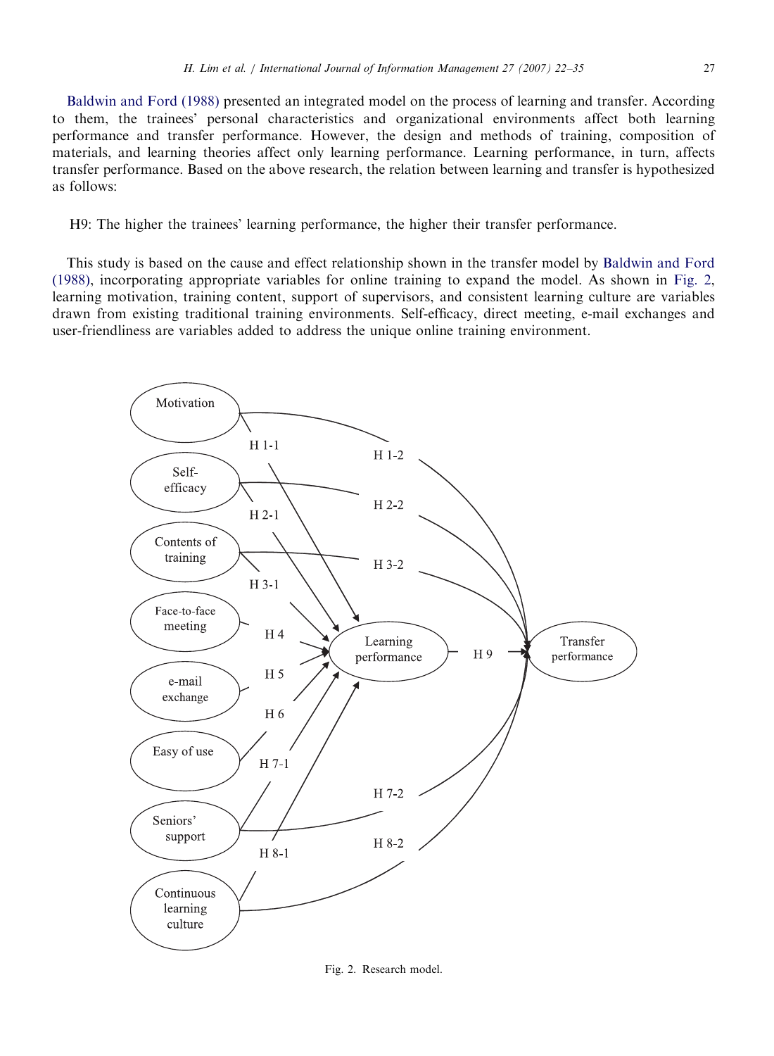Baldwin and Ford (1988) presented an integrated model on the process of learning and transfer. According to them, the trainees' personal characteristics and organizational environments affect both learning performance and transfer performance. However, the design and methods of training, composition of materials, and learning theories affect only learning performance. Learning performance, in turn, affects transfer performance. Based on the above research, the relation between learning and transfer is hypothesized as follows:

H9: The higher the trainees' learning performance, the higher their transfer performance.

This study is based on the cause and effect relationship shown in the transfer model by Baldwin and Ford (1988), incorporating appropriate variables for online training to expand the model. As shown in Fig. 2, learning motivation, training content, support of supervisors, and consistent learning culture are variables drawn from existing traditional training environments. Self-efficacy, direct meeting, e-mail exchanges and user-friendliness are variables added to address the unique online training environment.

Fig. 2. Research model.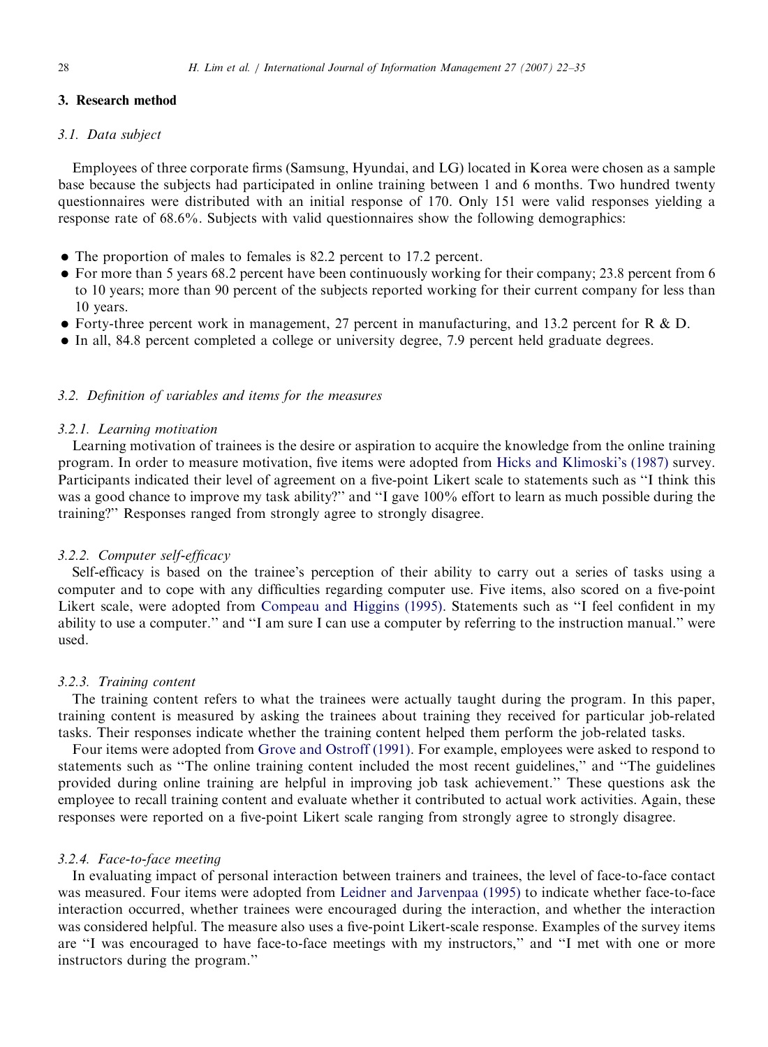## 3. Research method

### 3.1. Data subject

Employees of three corporate firms (Samsung, Hyundai, and LG) located in Korea were chosen as a sample base because the subjects had participated in online training between 1 and 6 months. Two hundred twenty questionnaires were distributed with an initial response of 170. Only 151 were valid responses yielding a response rate of 68.6%. Subjects with valid questionnaires show the following demographics:

- The proportion of males to females is 82.2 percent to 17.2 percent.
- For more than 5 years 68.2 percent have been continuously working for their company; 23.8 percent from 6 to 10 years; more than 90 percent of the subjects reported working for their current company for less than 10 years.
- Forty-three percent work in management, 27 percent in manufacturing, and 13.2 percent for R & D.
- In all, 84.8 percent completed a college or university degree, 7.9 percent held graduate degrees.

### 3.2. Definition of variables and items for the measures

#### 3.2.1. Learning motivation

Learning motivation of trainees is the desire or aspiration to acquire the knowledge from the online training program. In order to measure motivation, five items were adopted from Hicks and Klimoski's (1987) survey. Participants indicated their level of agreement on a five-point Likert scale to statements such as "I think this was a good chance to improve my task ability?" and "I gave 100% effort to learn as much possible during the training?" Responses ranged from strongly agree to strongly disagree.

#### 3.2.2. Computer self-efficacy

Self-efficacy is based on the trainee's perception of their ability to carry out a series of tasks using a computer and to cope with any difficulties regarding computer use. Five items, also scored on a five-point Likert scale, were adopted from Compeau and Higgins (1995). Statements such as "I feel confident in my ability to use a computer." and "I am sure I can use a computer by referring to the instruction manual." were used.

#### 3.2.3. Training content

The training content refers to what the trainees were actually taught during the program. In this paper, training content is measured by asking the trainees about training they received for particular job-related tasks. Their responses indicate whether the training content helped them perform the job-related tasks.

Four items were adopted from Grove and Ostroff (1991). For example, employees were asked to respond to statements such as "The online training content included the most recent guidelines," and "The guidelines provided during online training are helpful in improving job task achievement." These questions ask the employee to recall training content and evaluate whether it contributed to actual work activities. Again, these responses were reported on a five-point Likert scale ranging from strongly agree to strongly disagree.

#### 3.2.4. Face-to-face meeting

In evaluating impact of personal interaction between trainers and trainees, the level of face-to-face contact was measured. Four items were adopted from Leidner and Jarvenpaa (1995) to indicate whether face-to-face interaction occurred, whether trainees were encouraged during the interaction, and whether the interaction was considered helpful. The measure also uses a five-point Likert-scale response. Examples of the survey items are "I was encouraged to have face-to-face meetings with my instructors," and "I met with one or more instructors during the program."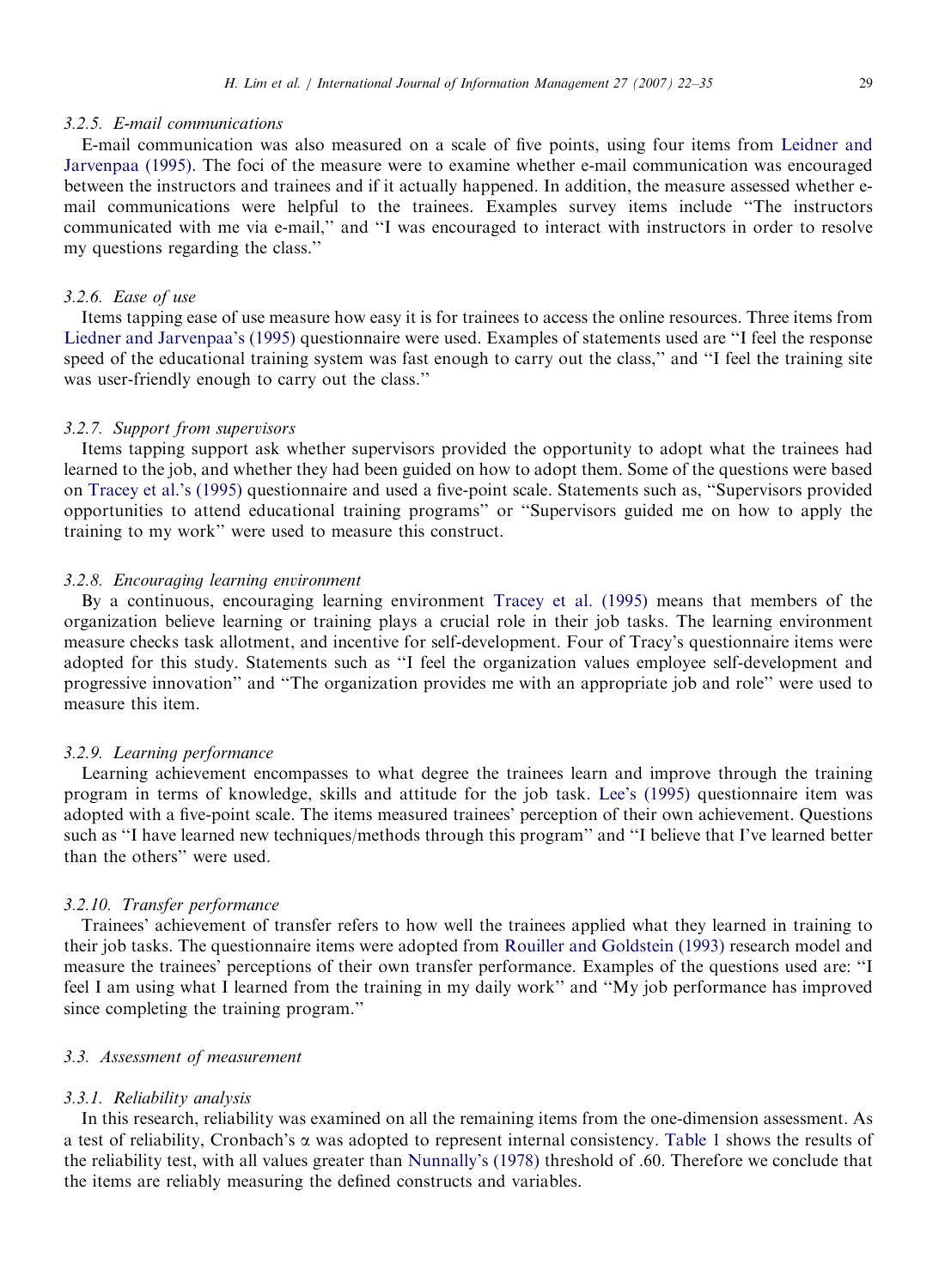#### *3.2.5. E-mail communications*

E-mail communication was also measured on a scale of five points, using four items from Leidner and Jarvenpaa (1995). The foci of the measure were to examine whether e-mail communication was encouraged between the instructors and trainees and if it actually happened. In addition, the measure assessed whether e-mail communications were helpful to the trainees. Examples survey items include "The instructors communicated with me via e-mail," and "I was encouraged to interact with instructors in order to resolve my questions regarding the class."

#### *3.2.6. Ease of use*

Items tapping ease of use measure how easy it is for trainees to access the online resources. Three items from Liedner and Jarvenpaa's (1995) questionnaire were used. Examples of statements used are "I feel the response speed of the educational training system was fast enough to carry out the class," and "I feel the training site was user-friendly enough to carry out the class."

#### *3.2.7. Support from supervisors*

Items tapping support ask whether supervisors provided the opportunity to adopt what the trainees had learned to the job, and whether they had been guided on how to adopt them. Some of the questions were based on Tracey et al.'s (1995) questionnaire and used a five-point scale. Statements such as, "Supervisors provided opportunities to attend educational training programs" or "Supervisors guided me on how to apply the training to my work" were used to measure this construct.

#### *3.2.8. Encouraging learning environment*

By a continuous, encouraging learning environment Tracey et al. (1995) means that members of the organization believe learning or training plays a crucial role in their job tasks. The learning environment measure checks task allotment, and incentive for self-development. Four of Tracy's questionnaire items were adopted for this study. Statements such as "I feel the organization values employee self-development and progressive innovation" and "The organization provides me with an appropriate job and role" were used to measure this item.

#### *3.2.9. Learning performance*

Learning achievement encompasses to what degree the trainees learn and improve through the training program in terms of knowledge, skills and attitude for the job task. Lee's (1995) questionnaire item was adopted with a five-point scale. The items measured trainees' perception of their own achievement. Questions such as "I have learned new techniques/methods through this program" and "I believe that I've learned better than the others" were used.

#### *3.2.10. Transfer performance*

Trainees' achievement of transfer refers to how well the trainees applied what they learned in training to their job tasks. The questionnaire items were adopted from Rouiller and Goldstein (1993) research model and measure the trainees' perceptions of their own transfer performance. Examples of the questions used are: "I feel I am using what I learned from the training in my daily work" and "My job performance has improved since completing the training program."

### *3.3. Assessment of measurement*

#### *3.3.1. Reliability analysis*

In this research, reliability was examined on all the remaining items from the one-dimension assessment. As a test of reliability, Cronbach's $\alpha$ was adopted to represent internal consistency. Table 1 shows the results of the reliability test, with all values greater than Nunnally's (1978) threshold of .60. Therefore we conclude that the items are reliably measuring the defined constructs and variables.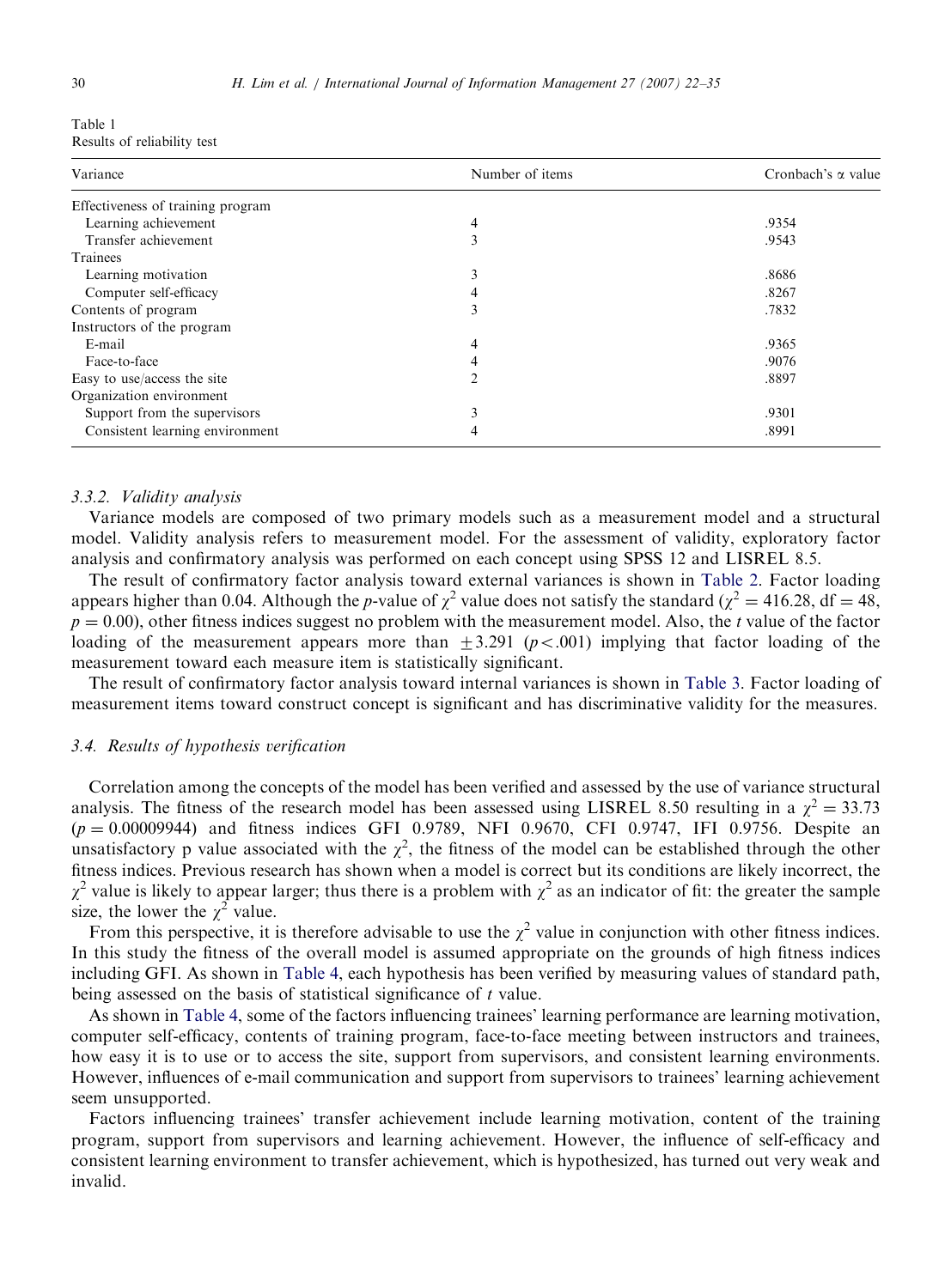Table 1
Results of reliability test

| Variance | Number of items | Cronbach's α value |
|---|---|---|
| Effectiveness of training program | | |
| Learning achievement | 4 | .9354 |
| Transfer achievement | 3 | .9543 |
| Trainees | | |
| Learning motivation | 3 | .8686 |
| Computer self-efficacy | 4 | .8267 |
| Contents of program | 3 | .7832 |
| Instructors of the program | | |
| E-mail | 4 | .9365 |
| Face-to-face | 4 | .9076 |
| Easy to use/access the site | 2 | .8897 |
| Organization environment | | |
| Support from the supervisors | 3 | .9301 |
| Consistent learning environment | 4 | .8991 |

### 3.3.2. Validity analysis

Variance models are composed of two primary models such as a measurement model and a structural model. Validity analysis refers to measurement model. For the assessment of validity, exploratory factor analysis and confirmatory analysis was performed on each concept using SPSS 12 and LISREL 8.5.

The result of confirmatory factor analysis toward external variances is shown in Table 2. Factor loading appears higher than 0.04. Although the *p*-value of $\chi^2$ value does not satisfy the standard ($\chi^2 = 416.28$, df $= 48$, $p = 0.00$), other fitness indices suggest no problem with the measurement model. Also, the *t* value of the factor loading of the measurement appears more than $\pm 3.291$ ($p < .001$) implying that factor loading of the measurement toward each measure item is statistically significant.

The result of confirmatory factor analysis toward internal variances is shown in Table 3. Factor loading of measurement items toward construct concept is significant and has discriminative validity for the measures.

## 3.4. Results of hypothesis verification

Correlation among the concepts of the model has been verified and assessed by the use of variance structural analysis. The fitness of the research model has been assessed using LISREL 8.50 resulting in a $\chi^2 = 33.73$ ($p = 0.00009944$) and fitness indices GFI 0.9789, NFI 0.9670, CFI 0.9747, IFI 0.9756. Despite an unsatisfactory p value associated with the $\chi^2$, the fitness of the model can be established through the other fitness indices. Previous research has shown when a model is correct but its conditions are likely incorrect, the $\chi^2$ value is likely to appear larger; thus there is a problem with $\chi^2$ as an indicator of fit: the greater the sample size, the lower the $\chi^2$ value.

From this perspective, it is therefore advisable to use the $\chi^2$ value in conjunction with other fitness indices. In this study the fitness of the overall model is assumed appropriate on the grounds of high fitness indices including GFI. As shown in Table 4, each hypothesis has been verified by measuring values of standard path, being assessed on the basis of statistical significance of *t* value.

As shown in Table 4, some of the factors influencing trainees' learning performance are learning motivation, computer self-efficacy, contents of training program, face-to-face meeting between instructors and trainees, how easy it is to use or to access the site, support from supervisors, and consistent learning environments. However, influences of e-mail communication and support from supervisors to trainees' learning achievement seem unsupported.

Factors influencing trainees' transfer achievement include learning motivation, content of the training program, support from supervisors and learning achievement. However, the influence of self-efficacy and consistent learning environment to transfer achievement, which is hypothesized, has turned out very weak and invalid.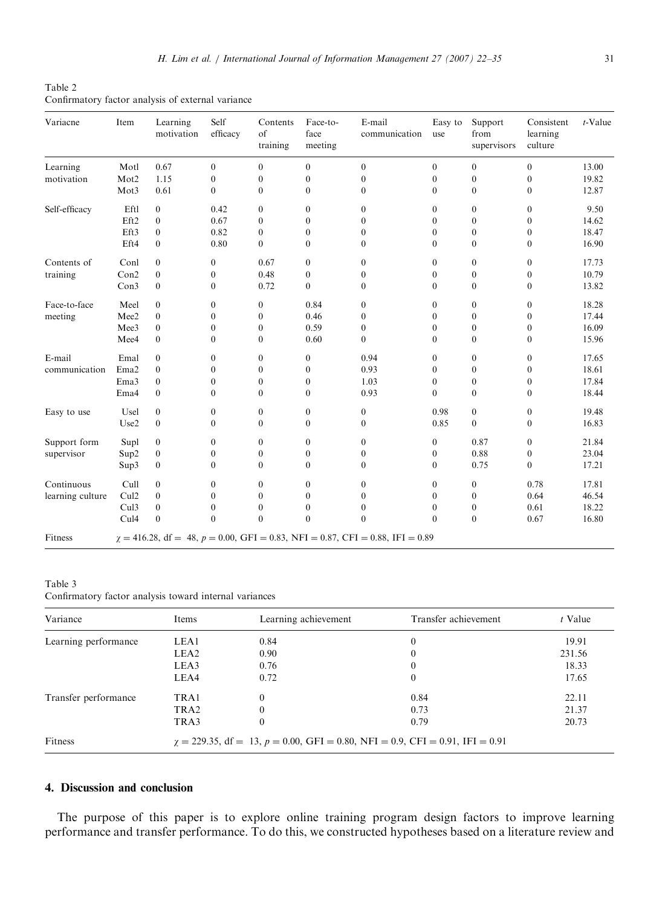Table 2
Confirmatory factor analysis of external variance

| Variacne | Item | Learning motivation | Self efficacy | Contents of training | Face-to-face meeting | E-mail communication | Easy to use | Support from supervisors | Consistent learning culture | *t*-Value |
|---|---|---|---|---|---|---|---|---|---|---|
| Learning motivation | Motl | 0.67 | 0 | 0 | 0 | 0 | 0 | 0 | 0 | 13.00 |
| | Mot2 | 1.15 | 0 | 0 | 0 | 0 | 0 | 0 | 0 | 19.82 |
| | Mot3 | 0.61 | 0 | 0 | 0 | 0 | 0 | 0 | 0 | 12.87 |
| Self-efficacy | Eftl | 0 | 0.42 | 0 | 0 | 0 | 0 | 0 | 0 | 9.50 |
| | Eft2 | 0 | 0.67 | 0 | 0 | 0 | 0 | 0 | 0 | 14.62 |
| | Eft3 | 0 | 0.82 | 0 | 0 | 0 | 0 | 0 | 0 | 18.47 |
| | Eft4 | 0 | 0.80 | 0 | 0 | 0 | 0 | 0 | 0 | 16.90 |
| Contents of training | Conl | 0 | 0 | 0.67 | 0 | 0 | 0 | 0 | 0 | 17.73 |
| | Con2 | 0 | 0 | 0.48 | 0 | 0 | 0 | 0 | 0 | 10.79 |
| | Con3 | 0 | 0 | 0.72 | 0 | 0 | 0 | 0 | 0 | 13.82 |
| Face-to-face meeting | Meel | 0 | 0 | 0 | 0.84 | 0 | 0 | 0 | 0 | 18.28 |
| | Mee2 | 0 | 0 | 0 | 0.46 | 0 | 0 | 0 | 0 | 17.44 |
| | Mee3 | 0 | 0 | 0 | 0.59 | 0 | 0 | 0 | 0 | 16.09 |
| | Mee4 | 0 | 0 | 0 | 0.60 | 0 | 0 | 0 | 0 | 15.96 |
| E-mail communication | Emal | 0 | 0 | 0 | 0 | 0.94 | 0 | 0 | 0 | 17.65 |
| | Ema2 | 0 | 0 | 0 | 0 | 0.93 | 0 | 0 | 0 | 18.61 |
| | Ema3 | 0 | 0 | 0 | 0 | 1.03 | 0 | 0 | 0 | 17.84 |
| | Ema4 | 0 | 0 | 0 | 0 | 0.93 | 0 | 0 | 0 | 18.44 |
| Easy to use | Usel | 0 | 0 | 0 | 0 | 0 | 0.98 | 0 | 0 | 19.48 |
| | Use2 | 0 | 0 | 0 | 0 | 0 | 0.85 | 0 | 0 | 16.83 |
| Support form supervisor | Supl | 0 | 0 | 0 | 0 | 0 | 0 | 0.87 | 0 | 21.84 |
| | Sup2 | 0 | 0 | 0 | 0 | 0 | 0 | 0.88 | 0 | 23.04 |
| | Sup3 | 0 | 0 | 0 | 0 | 0 | 0 | 0.75 | 0 | 17.21 |
| Continuous learning culture | Cull | 0 | 0 | 0 | 0 | 0 | 0 | 0 | 0.78 | 17.81 |
| | Cul2 | 0 | 0 | 0 | 0 | 0 | 0 | 0 | 0.64 | 46.54 |
| | Cul3 | 0 | 0 | 0 | 0 | 0 | 0 | 0 | 0.61 | 18.22 |
| | Cul4 | 0 | 0 | 0 | 0 | 0 | 0 | 0 | 0.67 | 16.80 |
| Fitness | $\chi = 416.28$, df = 48, $p = 0.00$, GFI = 0.83, NFI = 0.87, CFI = 0.88, IFI = 0.89 | | | | | | | | | |

Table 3
Confirmatory factor analysis toward internal variances

| Variance | Items | Learning achievement | Transfer achievement | *t* Value |
|---|---|---|---|---|
| Learning performance | LEA1 | 0.84 | 0 | 19.91 |
| | LEA2 | 0.90 | 0 | 231.56 |
| | LEA3 | 0.76 | 0 | 18.33 |
| | LEA4 | 0.72 | 0 | 17.65 |
| Transfer performance | TRA1 | 0 | 0.84 | 22.11 |
| | TRA2 | 0 | 0.73 | 21.37 |
| | TRA3 | 0 | 0.79 | 20.73 |
| Fitness | $\chi = 229.35$, df = 13, $p = 0.00$, GFI = 0.80, NFI = 0.9, CFI = 0.91, IFI = 0.91 | | | |

## 4. Discussion and conclusion

The purpose of this paper is to explore online training program design factors to improve learning performance and transfer performance. To do this, we constructed hypotheses based on a literature review and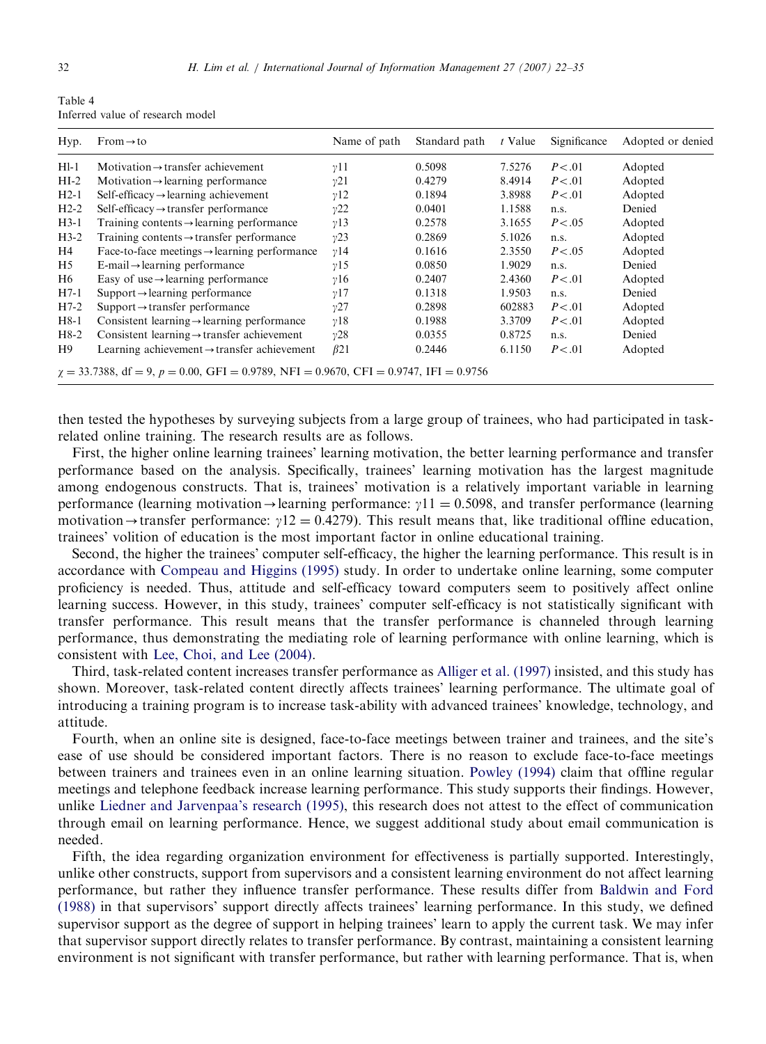Table 4
Inferred value of research model

| Hyp. | From→to | Name of path | Standard path | $t$ Value | Significance | Adopted or denied |
|---|---|---|---|---|---|---|
| Hl-1 | Motivation→transfer achievement | $\gamma 11$ | 0.5098 | 7.5276 | $P<.01$ | Adopted |
| HI-2 | Motivation→learning performance | $\gamma 21$ | 0.4279 | 8.4914 | $P<.01$ | Adopted |
| H2-1 | Self-efficacy→learning achievement | $\gamma 12$ | 0.1894 | 3.8988 | $P<.01$ | Adopted |
| H2-2 | Self-efficacy→transfer performance | $\gamma 22$ | 0.0401 | 1.1588 | n.s. | Denied |
| H3-1 | Training contents→learning performance | $\gamma 13$ | 0.2578 | 3.1655 | $P<.05$ | Adopted |
| H3-2 | Training contents→transfer performance | $\gamma 23$ | 0.2869 | 5.1026 | n.s. | Adopted |
| H4 | Face-to-face meetings→learning performance | $\gamma 14$ | 0.1616 | 2.3550 | $P<.05$ | Adopted |
| H5 | E-mail→learning performance | $\gamma 15$ | 0.0850 | 1.9029 | n.s. | Denied |
| H6 | Easy of use→learning performance | $\gamma 16$ | 0.2407 | 2.4360 | $P<.01$ | Adopted |
| H7-1 | Support→learning performance | $\gamma 17$ | 0.1318 | 1.9503 | n.s. | Denied |
| H7-2 | Support→transfer performance | $\gamma 27$ | 0.2898 | 602883 | $P<.01$ | Adopted |
| H8-1 | Consistent learning→learning performance | $\gamma 18$ | 0.1988 | 3.3709 | $P<.01$ | Adopted |
| H8-2 | Consistent learning→transfer achievement | $\gamma 28$ | 0.0355 | 0.8725 | n.s. | Denied |
| H9 | Learning achievement→transfer achievement | $\beta 21$ | 0.2446 | 6.1150 | $P<.01$ | Adopted |

$\chi = 33.7388$, df $= 9$, $p = 0.00$, GFI $= 0.9789$, NFI $= 0.9670$, CFI $= 0.9747$, IFI $= 0.9756$

then tested the hypotheses by surveying subjects from a large group of trainees, who had participated in task-related online training. The research results are as follows.

First, the higher online learning trainees' learning motivation, the better learning performance and transfer performance based on the analysis. Specifically, trainees' learning motivation has the largest magnitude among endogenous constructs. That is, trainees' motivation is a relatively important variable in learning performance (learning motivation→learning performance: $\gamma 11 = 0.5098$, and transfer performance (learning motivation→transfer performance: $\gamma 12 = 0.4279$). This result means that, like traditional offline education, trainees' volition of education is the most important factor in online educational training.

Second, the higher the trainees' computer self-efficacy, the higher the learning performance. This result is in accordance with Compeau and Higgins (1995) study. In order to undertake online learning, some computer proficiency is needed. Thus, attitude and self-efficacy toward computers seem to positively affect online learning success. However, in this study, trainees' computer self-efficacy is not statistically significant with transfer performance. This result means that the transfer performance is channeled through learning performance, thus demonstrating the mediating role of learning performance with online learning, which is consistent with Lee, Choi, and Lee (2004).

Third, task-related content increases transfer performance as Alliger et al. (1997) insisted, and this study has shown. Moreover, task-related content directly affects trainees' learning performance. The ultimate goal of introducing a training program is to increase task-ability with advanced trainees' knowledge, technology, and attitude.

Fourth, when an online site is designed, face-to-face meetings between trainer and trainees, and the site's ease of use should be considered important factors. There is no reason to exclude face-to-face meetings between trainers and trainees even in an online learning situation. Powley (1994) claim that offline regular meetings and telephone feedback increase learning performance. This study supports their findings. However, unlike Liedner and Jarvenpaa's research (1995), this research does not attest to the effect of communication through email on learning performance. Hence, we suggest additional study about email communication is needed.

Fifth, the idea regarding organization environment for effectiveness is partially supported. Interestingly, unlike other constructs, support from supervisors and a consistent learning environment do not affect learning performance, but rather they influence transfer performance. These results differ from Baldwin and Ford (1988) in that supervisors' support directly affects trainees' learning performance. In this study, we defined supervisor support as the degree of support in helping trainees' learn to apply the current task. We may infer that supervisor support directly relates to transfer performance. By contrast, maintaining a consistent learning environment is not significant with transfer performance, but rather with learning performance. That is, when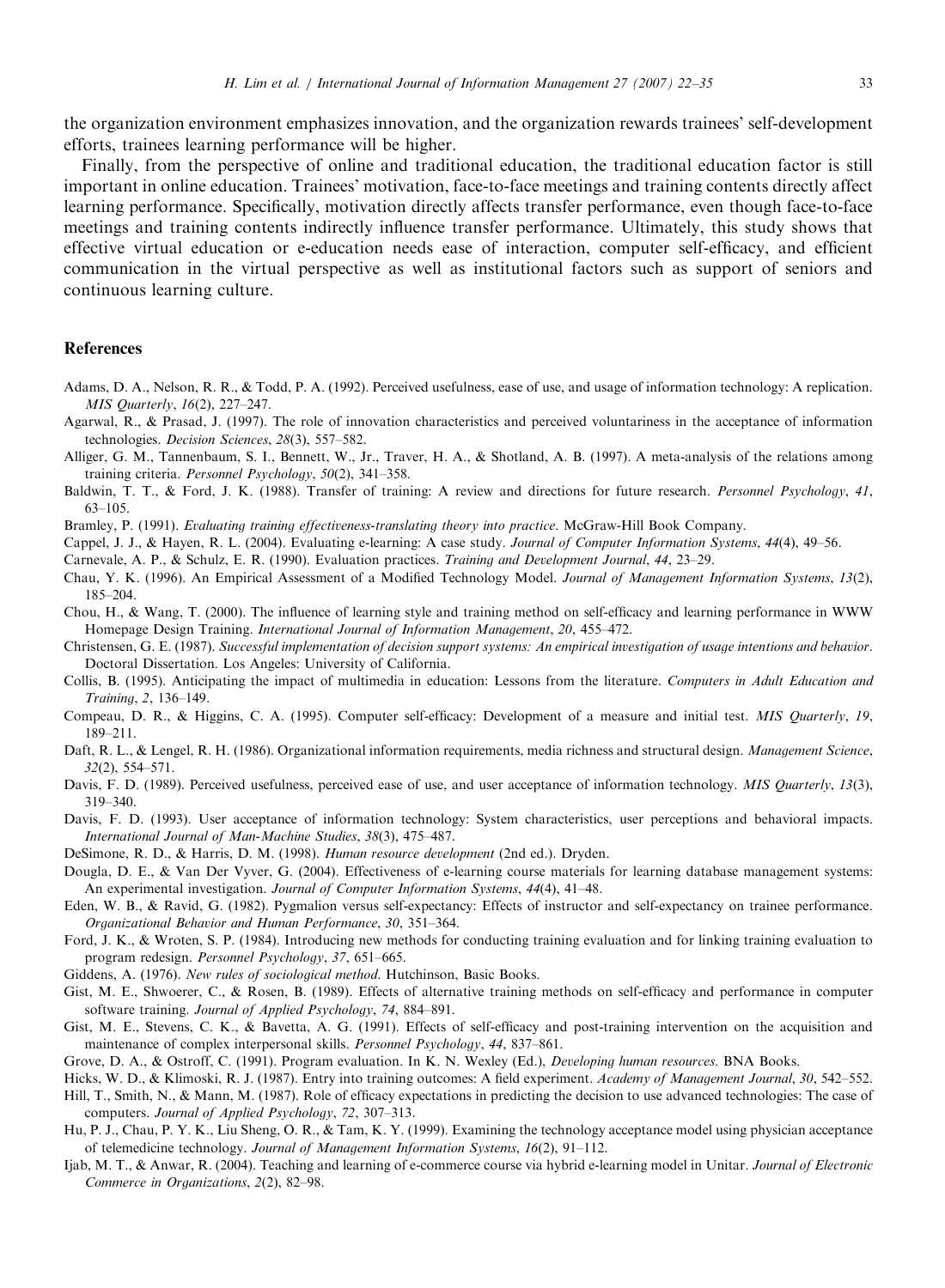the organization environment emphasizes innovation, and the organization rewards trainees' self-development efforts, trainees learning performance will be higher.

Finally, from the perspective of online and traditional education, the traditional education factor is still important in online education. Trainees' motivation, face-to-face meetings and training contents directly affect learning performance. Specifically, motivation directly affects transfer performance, even though face-to-face meetings and training contents indirectly influence transfer performance. Ultimately, this study shows that effective virtual education or e-education needs ease of interaction, computer self-efficacy, and efficient communication in the virtual perspective as well as institutional factors such as support of seniors and continuous learning culture.

## References

Adams, D. A., Nelson, R. R., & Todd, P. A. (1992). Perceived usefulness, ease of use, and usage of information technology: A replication. *MIS Quarterly*, *16*(2), 227–247.

Agarwal, R., & Prasad, J. (1997). The role of innovation characteristics and perceived voluntariness in the acceptance of information technologies. *Decision Sciences*, *28*(3), 557–582.

Alliger, G. M., Tannenbaum, S. I., Bennett, W., Jr., Traver, H. A., & Shotland, A. B. (1997). A meta-analysis of the relations among training criteria. *Personnel Psychology*, *50*(2), 341–358.

Baldwin, T. T., & Ford, J. K. (1988). Transfer of training: A review and directions for future research. *Personnel Psychology*, *41*, 63–105.

Bramley, P. (1991). *Evaluating training effectiveness-translating theory into practice*. McGraw-Hill Book Company.

Cappel, J. J., & Hayen, R. L. (2004). Evaluating e-learning: A case study. *Journal of Computer Information Systems*, *44*(4), 49–56.

Carnevale, A. P., & Schulz, E. R. (1990). Evaluation practices. *Training and Development Journal*, *44*, 23–29.

Chau, Y. K. (1996). An Empirical Assessment of a Modified Technology Model. *Journal of Management Information Systems*, *13*(2), 185–204.

Chou, H., & Wang, T. (2000). The influence of learning style and training method on self-efficacy and learning performance in WWW Homepage Design Training. *International Journal of Information Management*, *20*, 455–472.

Christensen, G. E. (1987). *Successful implementation of decision support systems: An empirical investigation of usage intentions and behavior*. Doctoral Dissertation. Los Angeles: University of California.

Collis, B. (1995). Anticipating the impact of multimedia in education: Lessons from the literature. *Computers in Adult Education and Training*, *2*, 136–149.

Compeau, D. R., & Higgins, C. A. (1995). Computer self-efficacy: Development of a measure and initial test. *MIS Quarterly*, *19*, 189–211.

Daft, R. L., & Lengel, R. H. (1986). Organizational information requirements, media richness and structural design. *Management Science*, *32*(2), 554–571.

Davis, F. D. (1989). Perceived usefulness, perceived ease of use, and user acceptance of information technology. *MIS Quarterly*, *13*(3), 319–340.

Davis, F. D. (1993). User acceptance of information technology: System characteristics, user perceptions and behavioral impacts. *International Journal of Man-Machine Studies*, *38*(3), 475–487.

DeSimone, R. D., & Harris, D. M. (1998). *Human resource development* (2nd ed.). Dryden.

Dougla, D. E., & Van Der Vyver, G. (2004). Effectiveness of e-learning course materials for learning database management systems: An experimental investigation. *Journal of Computer Information Systems*, *44*(4), 41–48.

Eden, W. B., & Ravid, G. (1982). Pygmalion versus self-expectancy: Effects of instructor and self-expectancy on trainee performance. *Organizational Behavior and Human Performance*, *30*, 351–364.

Ford, J. K., & Wroten, S. P. (1984). Introducing new methods for conducting training evaluation and for linking training evaluation to program redesign. *Personnel Psychology*, *37*, 651–665.

Giddens, A. (1976). *New rules of sociological method*. Hutchinson, Basic Books.

Gist, M. E., Shwoerer, C., & Rosen, B. (1989). Effects of alternative training methods on self-efficacy and performance in computer software training. *Journal of Applied Psychology*, *74*, 884–891.

Gist, M. E., Stevens, C. K., & Bavetta, A. G. (1991). Effects of self-efficacy and post-training intervention on the acquisition and maintenance of complex interpersonal skills. *Personnel Psychology*, *44*, 837–861.

Grove, D. A., & Ostroff, C. (1991). Program evaluation. In K. N. Wexley (Ed.), *Developing human resources*. BNA Books.

Hicks, W. D., & Klimoski, R. J. (1987). Entry into training outcomes: A field experiment. *Academy of Management Journal*, *30*, 542–552.

Hill, T., Smith, N., & Mann, M. (1987). Role of efficacy expectations in predicting the decision to use advanced technologies: The case of computers. *Journal of Applied Psychology*, *72*, 307–313.

Hu, P. J., Chau, P. Y. K., Liu Sheng, O. R., & Tam, K. Y. (1999). Examining the technology acceptance model using physician acceptance of telemedicine technology. *Journal of Management Information Systems*, *16*(2), 91–112.

Ijab, M. T., & Anwar, R. (2004). Teaching and learning of e-commerce course via hybrid e-learning model in Unitar. *Journal of Electronic Commerce in Organizations*, *2*(2), 82–98.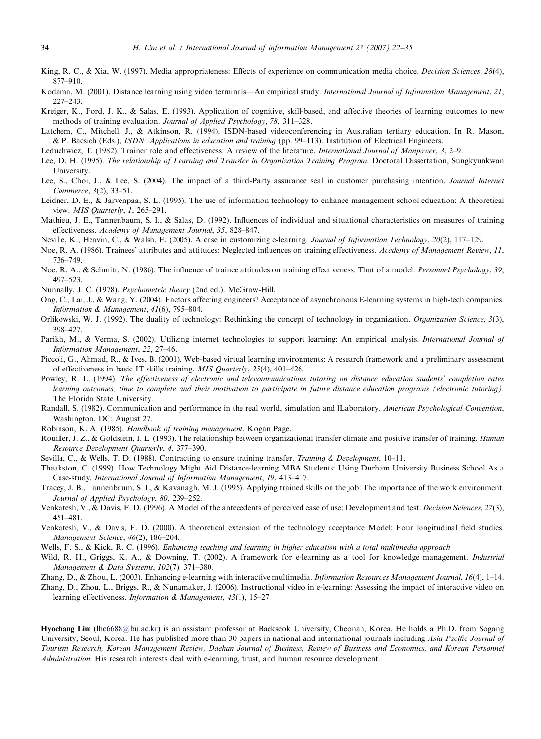King, R. C., & Xia, W. (1997). Media appropriateness: Effects of experience on communication media choice. *Decision Sciences*, *28*(4), 877–910.

Kodama, M. (2001). Distance learning using video terminals—An empirical study. *International Journal of Information Management*, *21*, 227–243.

Kreiger, K., Ford, J. K., & Salas, E. (1993). Application of cognitive, skill-based, and affective theories of learning outcomes to new methods of training evaluation. *Journal of Applied Psychology*, *78*, 311–328.

Latchem, C., Mitchell, J., & Atkinson, R. (1994). ISDN-based videoconferencing in Australian tertiary education. In R. Mason, & P. Bacsich (Eds.), *ISDN: Applications in education and training* (pp. 99–113). Institution of Electrical Engineers.

Leduchwicz, T. (1982). Trainer role and effectiveness: A review of the literature. *International Journal of Manpower*, *3*, 2–9.

Lee, D. H. (1995). *The relationship of Learning and Transfer in Organization Training Program*. Doctoral Dissertation, Sungkyunkwan University.

Lee, S., Choi, J., & Lee, S. (2004). The impact of a third-Party assurance seal in customer purchasing intention. *Journal Internet Commerce*, *3*(2), 33–51.

Leidner, D. E., & Jarvenpaa, S. L. (1995). The use of information technology to enhance management school education: A theoretical view. *MIS Quarterly*, *1*, 265–291.

Mathieu, J. E., Tannenbaum, S. I., & Salas, D. (1992). Influences of individual and situational characteristics on measures of training effectiveness. *Academy of Management Journal*, *35*, 828–847.

Neville, K., Heavin, C., & Walsh, E. (2005). A case in customizing e-learning. *Journal of Information Technology*, *20*(2), 117–129.

Noe, R. A. (1986). Trainees' attributes and attitudes: Neglected influences on training effectiveness. *Academy of Management Review*, *11*, 736–749.

Noe, R. A., & Schmitt, N. (1986). The influence of trainee attitudes on training effectiveness: That of a model. *Personnel Psychology*, *39*, 497–523.

Nunnally, J. C. (1978). *Psychometric theory* (2nd ed.). McGraw-Hill.

Ong, C., Lai, J., & Wang, Y. (2004). Factors affecting engineers? Acceptance of asynchronous E-learning systems in high-tech companies. *Information & Management*, *41*(6), 795–804.

Orlikowski, W. J. (1992). The duality of technology: Rethinking the concept of technology in organization. *Organization Science*, *3*(3), 398–427.

Parikh, M., & Verma, S. (2002). Utilizing internet technologies to support learning: An empirical analysis. *International Journal of Information Management*, *22*, 27–46.

Piccoli, G., Ahmad, R., & Ives, B. (2001). Web-based virtual learning environments: A research framework and a preliminary assessment of effectiveness in basic IT skills training. *MIS Quarterly*, *25*(4), 401–426.

Powley, R. L. (1994). *The effectiveness of electronic and telecommunications tutoring on distance education students' completion rates learning outcomes, time to complete and their motivation to participate in future distance education programs (electronic tutoring)*. The Florida State University.

Randall, S. (1982). Communication and performance in the real world, simulation and lLaboratory. *American Psychological Convention*, Washington, DC: August 27.

Robinson, K. A. (1985). *Handbook of training management*. Kogan Page.

Rouiller, J. Z., & Goldstein, I. L. (1993). The relationship between organizational transfer climate and positive transfer of training. *Human Resource Development Quarterly*, *4*, 377–390.

Sevilla, C., & Wells, T. D. (1988). Contracting to ensure training transfer. *Training & Development*, 10–11.

Theakston, C. (1999). How Technology Might Aid Distance-learning MBA Students: Using Durham University Business School As a Case-study. *International Journal of Information Management*, *19*, 413–417.

Tracey, J. B., Tannenbaum, S. I., & Kavanagh, M. J. (1995). Applying trained skills on the job: The importance of the work environment. *Journal of Applied Psychology*, *80*, 239–252.

Venkatesh, V., & Davis, F. D. (1996). A Model of the antecedents of perceived ease of use: Development and test. *Decision Sciences*, *27*(3), 451–481.

Venkatesh, V., & Davis, F. D. (2000). A theoretical extension of the technology acceptance Model: Four longitudinal field studies. *Management Science*, *46*(2), 186–204.

Wells, F. S., & Kick, R. C. (1996). *Enhancing teaching and learning in higher education with a total multimedia approach*.

Wild, R. H., Griggs, K. A., & Downing, T. (2002). A framework for e-learning as a tool for knowledge management. *Industrial Management & Data Systems*, *102*(7), 371–380.

Zhang, D., & Zhou, L. (2003). Enhancing e-learning with interactive multimedia. *Information Resources Management Journal*, *16*(4), 1–14.

Zhang, D., Zhou, L., Briggs, R., & Nunamaker, J. (2006). Instructional video in e-learning: Assessing the impact of interactive video on learning effectiveness. *Information & Management*, *43*(1), 15–27.

**Hyochang Lim** (lhc6688@bu.ac.kr) is an assistant professor at Baekseok University, Cheonan, Korea. He holds a Ph.D. from Sogang University, Seoul, Korea. He has published more than 30 papers in national and international journals including *Asia Pacific Journal of Tourism Research, Korean Management Review, Daehan Journal of Business, Review of Business and Economics, and Korean Personnel Administration*. His research interests deal with e-learning, trust, and human resource development.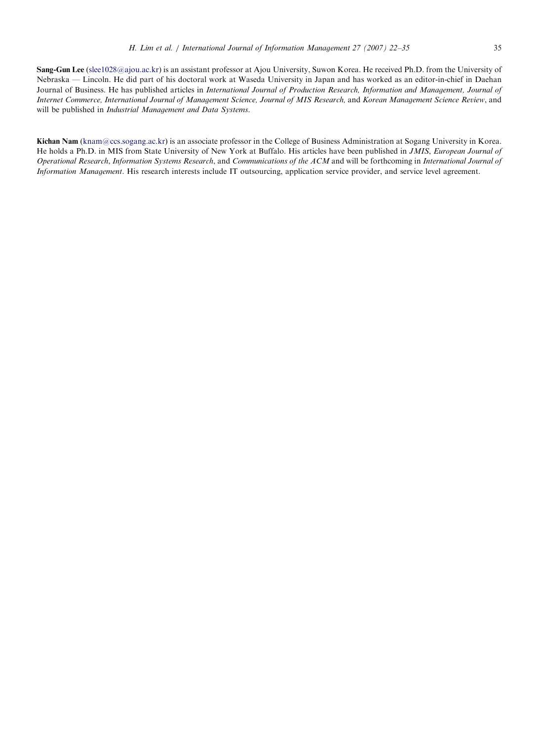**Sang-Gun Lee** (slee1028@ajou.ac.kr) is an assistant professor at Ajou University, Suwon Korea. He received Ph.D. from the University of Nebraska — Lincoln. He did part of his doctoral work at Waseda University in Japan and has worked as an editor-in-chief in Daehan Journal of Business. He has published articles in *International Journal of Production Research, Information and Management, Journal of Internet Commerce, International Journal of Management Science, Journal of MIS Research,* and *Korean Management Science Review*, and will be published in *Industrial Management and Data Systems*.

**Kichan Nam** (knam@ccs.sogang.ac.kr) is an associate professor in the College of Business Administration at Sogang University in Korea. He holds a Ph.D. in MIS from State University of New York at Buffalo. His articles have been published in *JMIS*, *European Journal of Operational Research*, *Information Systems Research*, and *Communications of the ACM* and will be forthcoming in *International Journal of Information Management*. His research interests include IT outsourcing, application service provider, and service level agreement.